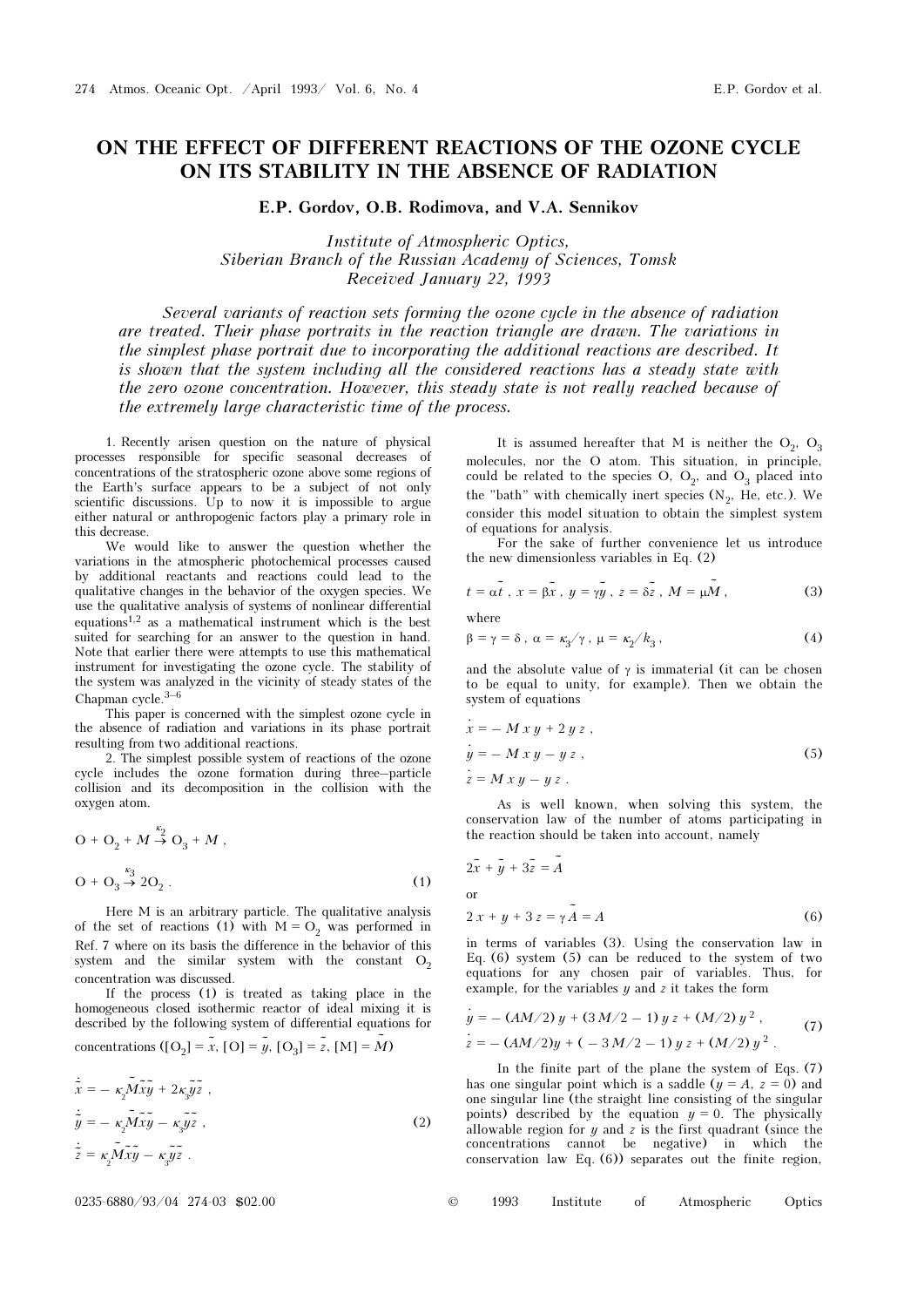# ON THE EFFECT OF DIFFERENT REACTIONS OF THE OZONE CYCLE ON ITS STABILITY IN THE ABSENCE OF RADIATION

**E.P. Gordov, O.B. Rodimova, and V.A. Sennikov**

*Institute of Atmospheric Optics, Siberian Branch of the Russian Academy of Sciences, Tomsk*
*Received January 22, 1993*

*Several variants of reaction sets forming the ozone cycle in the absence of radiation are treated. Their phase portraits in the reaction triangle are drawn. The variations in the simplest phase portrait due to incorporating the additional reactions are described. It is shown that the system including all the considered reactions has a steady state with the zero ozone concentration. However, this steady state is not really reached because of the extremely large characteristic time of the process.*

1. Recently arisen question on the nature of physical processes responsible for specific seasonal decreases of concentrations of the stratospheric ozone above some regions of the Earth's surface appears to be a subject of not only scientific discussions. Up to now it is impossible to argue either natural or anthropogenic factors play a primary role in this decrease.

We would like to answer the question whether the variations in the atmospheric photochemical processes caused by additional reactants and reactions could lead to the qualitative changes in the behavior of the oxygen species. We use the qualitative analysis of systems of nonlinear differential equations[1,2] as a mathematical instrument which is the best suited for searching for an answer to the question in hand. Note that earlier there were attempts to use this mathematical instrument for investigating the ozone cycle. The stability of the system was analyzed in the vicinity of steady states of the Chapman cycle.[3–6]

This paper is concerned with the simplest ozone cycle in the absence of radiation and variations in its phase portrait resulting from two additional reactions.

2. The simplest possible system of reactions of the ozone cycle includes the ozone formation during three–particle collision and its decomposition in the collision with the oxygen atom.

$$
\begin{aligned}
&O + O_2 + M \overset{\kappa_2}{\rightarrow} O_3 + M\,, \\
&O + O_3 \overset{\kappa_3}{\rightarrow} 2O_2\,.
\end{aligned}
\tag{1}
$$

Here M is an arbitrary particle. The qualitative analysis of the set of reactions (1) with $M = O_2$ was performed in Ref. 7 where on its basis the difference in the behavior of this system and the similar system with the constant $O_2$ concentration was discussed.

If the process (1) is treated as taking place in the homogeneous closed isothermic reactor of ideal mixing it is described by the following system of differential equations for concentrations ($[O_2] = \tilde{x}$, $[O] = \tilde{y}$, $[O_3] = \tilde{z}$, $[M] = \tilde{M}$)

$$
\begin{aligned}
\dot{\tilde{x}} &= -\kappa_2 \tilde{M}\tilde{x}\tilde{y} + 2\kappa_3 \tilde{y}\tilde{z}\,, \\
\dot{\tilde{y}} &= -\kappa_2 \tilde{M}\tilde{x}\tilde{y} - \kappa_3 \tilde{y}\tilde{z}\,, \\
\dot{\tilde{z}} &= \kappa_2 \tilde{M}\tilde{x}\tilde{y} - \kappa_3 \tilde{y}\tilde{z}\,.
\end{aligned}
\tag{2}
$$

It is assumed hereafter that M is neither the $O_2$, $O_3$ molecules, nor the O atom. This situation, in principle, could be related to the species O, $O_2$, and $O_3$ placed into the "bath" with chemically inert species ($N_2$, He, etc.). We consider this model situation to obtain the simplest system of equations for analysis.

For the sake of further convenience let us introduce the new dimensionless variables in Eq. (2)

$$
t = \alpha\tilde{t}\,,\ x = \beta\tilde{x}\,,\ y = \gamma\tilde{y}\,,\ z = \delta\tilde{z}\,,\ M = \mu\tilde{M}\,,
\tag{3}
$$

where

$$
\beta = \gamma = \delta\,,\ \alpha = \kappa_3/\gamma\,,\ \mu = \kappa_2/k_3\,,
\tag{4}
$$

and the absolute value of $\gamma$ is immaterial (it can be chosen to be equal to unity, for example). Then we obtain the system of equations

$$
\begin{aligned}
\dot{x} &= -M\,x\,y + 2\,y\,z\,, \\
\dot{y} &= -M\,x\,y - y\,z\,, \\
\dot{z} &= M\,x\,y - y\,z\,.
\end{aligned}
\tag{5}
$$

As is well known, when solving this system, the conservation law of the number of atoms participating in the reaction should be taken into account, namely

$$
2\tilde{x} + \tilde{y} + 3\tilde{z} = \tilde{A}
$$

or

$$
2\,x + y + 3\,z = \gamma\tilde{A} = A
\tag{6}
$$

in terms of variables (3). Using the conservation law in Eq. (6) system (5) can be reduced to the system of two equations for any chosen pair of variables. Thus, for example, for the variables $y$ and $z$ it takes the form

$$
\begin{aligned}
\dot{y} &= -(AM/2)\,y + (3\,M/2 - 1)\,y\,z + (M/2)\,y^2\,, \\
\dot{z} &= -(AM/2)y + (-3\,M/2 - 1)\,y\,z + (M/2)\,y^2\,.
\end{aligned}
\tag{7}
$$

In the finite part of the plane the system of Eqs. (7) has one singular point which is a saddle ($y = A$, $z = 0$) and one singular line (the straight line consisting of the singular points) described by the equation $y = 0$. The physically allowable region for $y$ and $z$ is the first quadrant (since the concentrations cannot be negative) in which the conservation law Eq. (6)) separates out the finite region,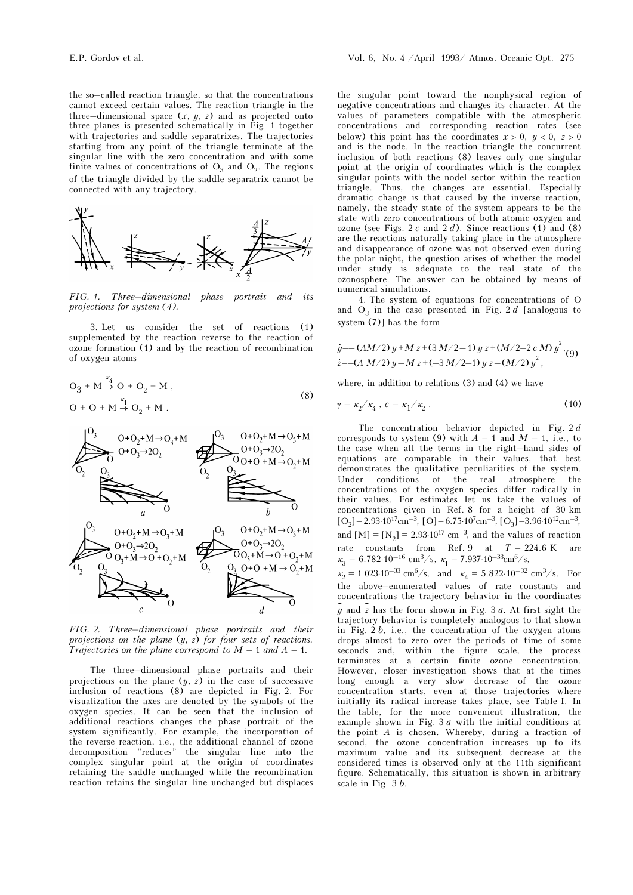the so–called reaction triangle, so that the concentrations cannot exceed certain values. The reaction triangle in the three–dimensional space ($x$, $y$, $z$) and as projected onto three planes is presented schematically in Fig. 1 together with trajectories and saddle separatrixes. The trajectories starting from any point of the triangle terminate at the singular line with the zero concentration and with some finite values of concentrations of $O_3$ and $O_2$. The regions of the triangle divided by the saddle separatrix cannot be connected with any trajectory.

*FIG. 1. Three–dimensional phase portrait and its projections for system (4).*

3. Let us consider the set of reactions (1) supplemented by the reaction reverse to the reaction of ozone formation (1) and by the reaction of recombination of oxygen atoms

$$O_3 + M \xrightarrow{\kappa_4} O + O_2 + M \,,$$
$$O + O + M \xrightarrow{\kappa_1} O_2 + M \,. \qquad (8)$$

*FIG. 2. Three–dimensional phase portraits and their projections on the plane ($y$, $z$) for four sets of reactions. Trajectories on the plane correspond to $M = 1$ and $A = 1$.*

The three–dimensional phase portraits and their projections on the plane ($y$, $z$) in the case of successive inclusion of reactions (8) are depicted in Fig. 2. For visualization the axes are denoted by the symbols of the oxygen species. It can be seen that the inclusion of additional reactions changes the phase portrait of the system significantly. For example, the incorporation of the reverse reaction, i.e., the additional channel of ozone decomposition "reduces" the singular line into the complex singular point at the origin of coordinates retaining the saddle unchanged while the recombination reaction retains the singular line unchanged but displaces the singular point toward the nonphysical region of negative concentrations and changes its character. At the values of parameters compatible with the atmospheric concentrations and corresponding reaction rates (see below) this point has the coordinates $x > 0$, $y < 0$, $z > 0$ and is the node. In the reaction triangle the concurrent inclusion of both reactions (8) leaves only one singular point at the origin of coordinates which is the complex singular points with the nodel sector within the reaction triangle. Thus, the changes are essential. Especially dramatic change is that caused by the inverse reaction, namely, the steady state of the system appears to be the state with zero concentrations of both atomic oxygen and ozone (see Figs. 2 *c* and 2 *d*). Since reactions (1) and (8) are the reactions naturally taking place in the atmosphere and disappearance of ozone was not observed even during the polar night, the question arises of whether the model under study is adequate to the real state of the ozonosphere. The answer can be obtained by means of numerical simulations.

4. The system of equations for concentrations of O and $O_3$ in the case presented in Fig. 2 *d* [analogous to system (7)] has the form

$$\dot{y} = -(AM/2)\, y + M\, z + (3\,M/2 - 1)\, y\, z + (M/2 - 2\,c\,M)\, y^2 ,$$
$$\dot{z} = -(A\,M/2)\, y - M\, z + (-3\,M/2 - 1)\, y\, z - (M/2)\, y^2 , \qquad (9)$$

where, in addition to relations (3) and (4) we have

$$\gamma = \kappa_2/\kappa_4 \,, \; c = \kappa_1/\kappa_2 \,. \qquad (10)$$

The concentration behavior depicted in Fig. 2 *d* corresponds to system (9) with $A = 1$ and $M = 1$, i.e., to the case when all the terms in the right–hand sides of equations are comparable in their values, that best demonstrates the qualitative peculiarities of the system. Under conditions of the real atmosphere the concentrations of the oxygen species differ radically in their values. For estimates let us take the values of concentrations given in Ref. 8 for a height of 30 km $[O_2] = 2.93 \cdot 10^{17}$ cm$^{-3}$, $[O] = 6.75 \cdot 10^{7}$ cm$^{-3}$, $[O_3] = 3.96 \cdot 10^{12}$ cm$^{-3}$, and $[M] = [N_2] = 2.93 \cdot 10^{17}$ cm$^{-3}$, and the values of reaction rate constants from Ref. 9 at $T = 224.6$ K are $\kappa_3 = 6.782 \cdot 10^{-16}$ cm$^3$/s, $\kappa_1 = 7.937 \cdot 10^{-33}$ cm$^6$/s, $\kappa_2 = 1.023 \cdot 10^{-33}$ cm$^6$/s, and $\kappa_4 = 5.822 \cdot 10^{-32}$ cm$^3$/s. For the above–enumerated values of rate constants and concentrations the trajectory behavior in the coordinates $\tilde{y}$ and $\tilde{z}$ has the form shown in Fig. 3 *a*. At first sight the trajectory behavior is completely analogous to that shown in Fig. 2 *b*, i.e., the concentration of the oxygen atoms drops almost to zero over the periods of time of some seconds and, within the figure scale, the process terminates at a certain finite ozone concentration. However, closer investigation shows that at the times long enough a very slow decrease of the ozone concentration starts, even at those trajectories where initially its radical increase takes place, see Table I. In the table, for the more convenient illustration, the example shown in Fig. 3 *a* with the initial conditions at the point *A* is chosen. Whereby, during a fraction of second, the ozone concentration increases up to its maximum value and its subsequent decrease at the considered times is observed only at the 11th significant figure. Schematically, this situation is shown in arbitrary scale in Fig. 3 *b*.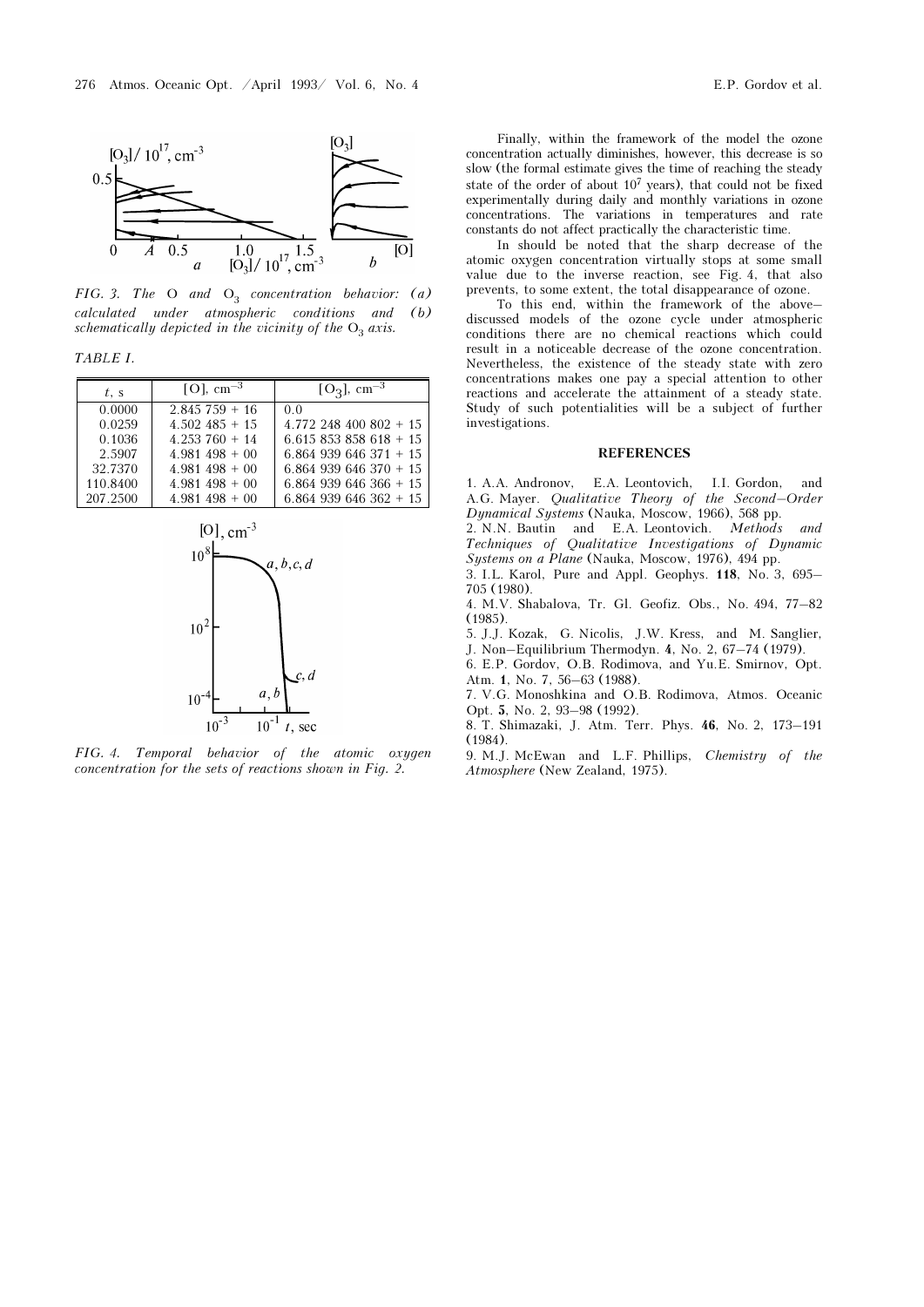[O$_3$]/ 10$^{17}$, cm$^{-3}$

0.5

0 A 0.5 1.0 1.5

a [O$_3$]/ 10$^{17}$, cm$^{-3}$

[O$_3$]

[O]

b

*FIG. 3. The O and $O_3$ concentration behavior: (a) calculated under atmospheric conditions and (b) schematically depicted in the vicinity of the $O_3$ axis.*

*TABLE I.*

| $t$, s | [O], cm$^{-3}$ | [O$_3$], cm$^{-3}$ |
|---|---|---|
| 0.0000 | 2.845 759 + 16 | 0.0 |
| 0.0259 | 4.502 485 + 15 | 4.772 248 400 802 + 15 |
| 0.1036 | 4.253 760 + 14 | 6.615 853 858 618 + 15 |
| 2.5907 | 4.981 498 + 00 | 6.864 939 646 371 + 15 |
| 32.7370 | 4.981 498 + 00 | 6.864 939 646 370 + 15 |
| 110.8400 | 4.981 498 + 00 | 6.864 939 646 366 + 15 |
| 207.2500 | 4.981 498 + 00 | 6.864 939 646 362 + 15 |

[O], cm$^{-3}$

10$^{8}$

10$^{2}$

10$^{-4}$

10$^{-3}$ 10$^{-1}$ $t$, sec

a, b, c, d

c, d

a, b

*FIG. 4. Temporal behavior of the atomic oxygen concentration for the sets of reactions shown in Fig. 2.*

Finally, within the framework of the model the ozone concentration actually diminishes, however, this decrease is so slow (the formal estimate gives the time of reaching the steady state of the order of about 10$^{7}$ years), that could not be fixed experimentally during daily and monthly variations in ozone concentrations. The variations in temperatures and rate constants do not affect practically the characteristic time.

In should be noted that the sharp decrease of the atomic oxygen concentration virtually stops at some small value due to the inverse reaction, see Fig. 4, that also prevents, to some extent, the total disappearance of ozone.

To this end, within the framework of the above–discussed models of the ozone cycle under atmospheric conditions there are no chemical reactions which could result in a noticeable decrease of the ozone concentration. Nevertheless, the existence of the steady state with zero concentrations makes one pay a special attention to other reactions and accelerate the attainment of a steady state. Study of such potentialities will be a subject of further investigations.

## REFERENCES

1. A.A. Andronov, E.A. Leontovich, I.I. Gordon, and A.G. Mayer. *Qualitative Theory of the Second–Order Dynamical Systems* (Nauka, Moscow, 1966), 568 pp.
2. N.N. Bautin and E.A. Leontovich. *Methods and Techniques of Qualitative Investigations of Dynamic Systems on a Plane* (Nauka, Moscow, 1976), 494 pp.
3. I.L. Karol, Pure and Appl. Geophys. **118**, No. 3, 695–705 (1980).
4. M.V. Shabalova, Tr. Gl. Geofiz. Obs., No. 494, 77–82 (1985).
5. J.J. Kozak, G. Nicolis, J.W. Kress, and M. Sanglier, J. Non–Equilibrium Thermodyn. **4**, No. 2, 67–74 (1979).
6. E.P. Gordov, O.B. Rodimova, and Yu.E. Smirnov, Opt. Atm. **1**, No. 7, 56–63 (1988).
7. V.G. Monoshkina and O.B. Rodimova, Atmos. Oceanic Opt. **5**, No. 2, 93–98 (1992).
8. T. Shimazaki, J. Atm. Terr. Phys. **46**, No. 2, 173–191 (1984).
9. M.J. McEwan and L.F. Phillips, *Chemistry of the Atmosphere* (New Zealand, 1975).